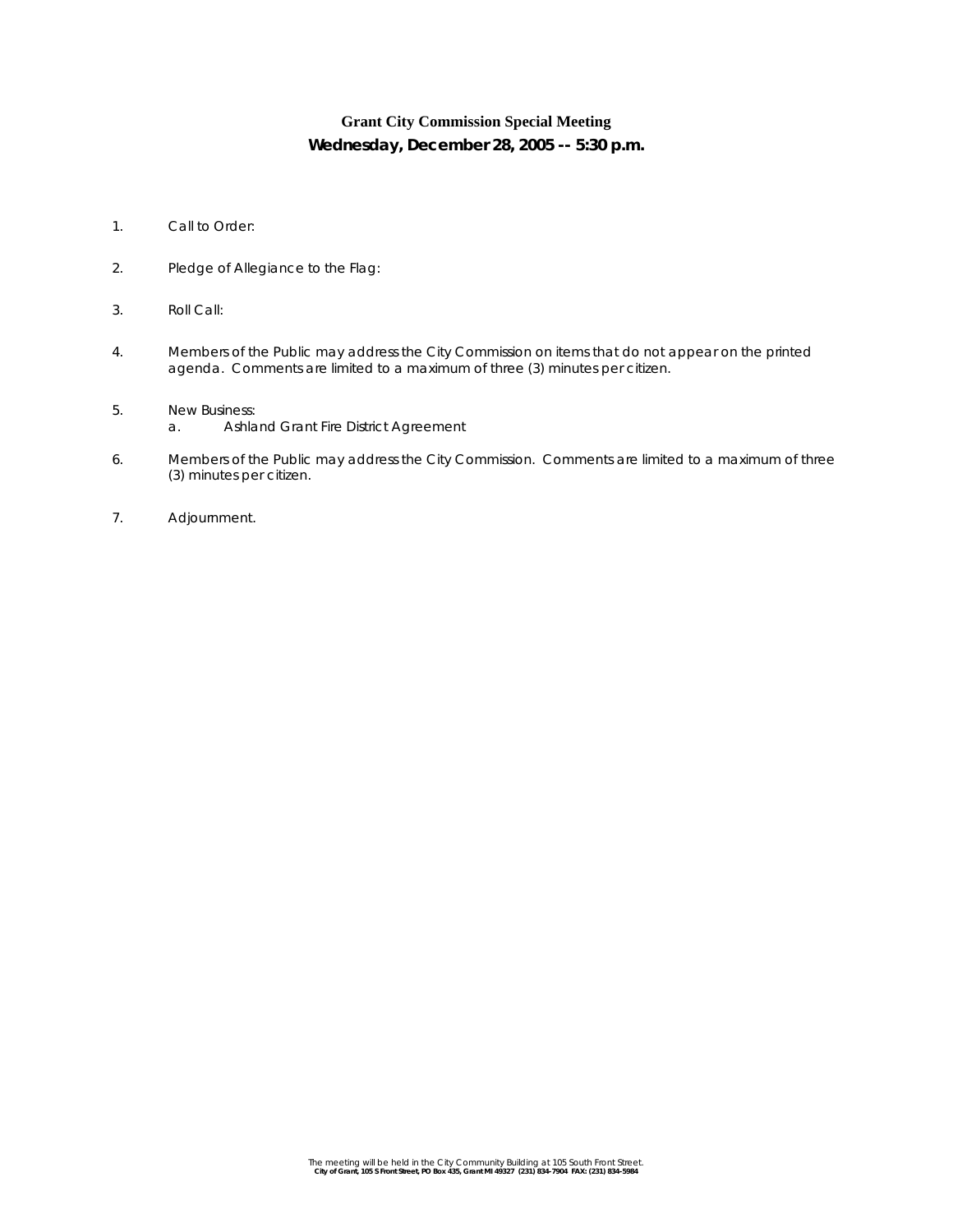# Grant City Commission Special Meeting

## Wednesday, December 28, 2005 -- 5:30 p.m.

1. Call to Order:

2. Pledge of Allegiance to the Flag:

3. Roll Call:

4. Members of the Public may address the City Commission on items that do not appear on the printed agenda. Comments are limited to a maximum of three (3) minutes per citizen.

5. New Business:
   a. Ashland Grant Fire District Agreement

6. Members of the Public may address the City Commission. Comments are limited to a maximum of three (3) minutes per citizen.

7. Adjournment.

The meeting will be held in the City Community Building at 105 South Front Street.
**City of Grant, 105 S Front Street, PO Box 435, Grant MI 49327 (231) 834-7904 FAX: (231) 834-5984**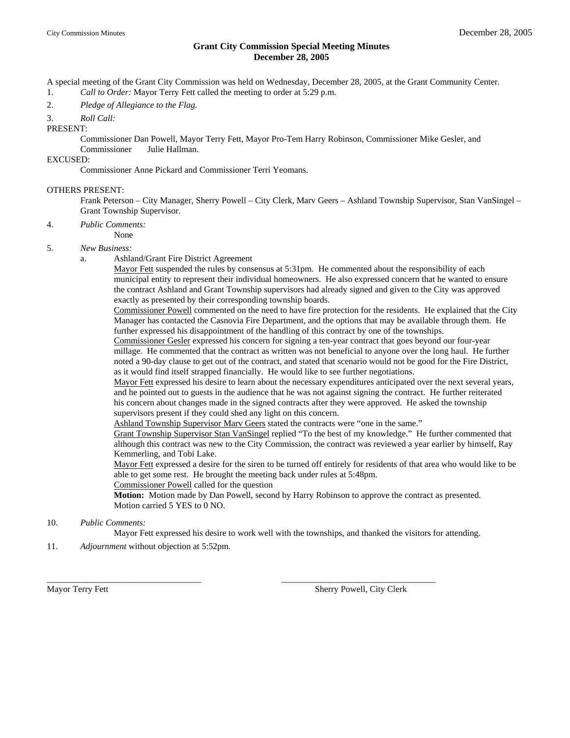## Grant City Commission Special Meeting Minutes
## December 28, 2005

A special meeting of the Grant City Commission was held on Wednesday, December 28, 2005, at the Grant Community Center.

1. *Call to Order:* Mayor Terry Fett called the meeting to order at 5:29 p.m.
2. *Pledge of Allegiance to the Flag.*
3. *Roll Call:*

PRESENT:

Commissioner Dan Powell, Mayor Terry Fett, Mayor Pro-Tem Harry Robinson, Commissioner Mike Gesler, and Commissioner Julie Hallman.

EXCUSED:

Commissioner Anne Pickard and Commissioner Terri Yeomans.

OTHERS PRESENT:

Frank Peterson – City Manager, Sherry Powell – City Clerk, Marv Geers – Ashland Township Supervisor, Stan VanSingel – Grant Township Supervisor.

4. *Public Comments:*

   None

5. *New Business:*

   a. Ashland/Grant Fire District Agreement

   Mayor Fett suspended the rules by consensus at 5:31pm. He commented about the responsibility of each municipal entity to represent their individual homeowners. He also expressed concern that he wanted to ensure the contract Ashland and Grant Township supervisors had already signed and given to the City was approved exactly as presented by their corresponding township boards.

   Commissioner Powell commented on the need to have fire protection for the residents. He explained that the City Manager has contacted the Casnovia Fire Department, and the options that may be available through them. He further expressed his disappointment of the handling of this contract by one of the townships.

   Commissioner Gesler expressed his concern for signing a ten-year contract that goes beyond our four-year millage. He commented that the contract as written was not beneficial to anyone over the long haul. He further noted a 90-day clause to get out of the contract, and stated that scenario would not be good for the Fire District, as it would find itself strapped financially. He would like to see further negotiations.

   Mayor Fett expressed his desire to learn about the necessary expenditures anticipated over the next several years, and he pointed out to guests in the audience that he was not against signing the contract. He further reiterated his concern about changes made in the signed contracts after they were approved. He asked the township supervisors present if they could shed any light on this concern.

   Ashland Township Supervisor Marv Geers stated the contracts were "one in the same."

   Grant Township Supervisor Stan VanSingel replied "To the best of my knowledge." He further commented that although this contract was new to the City Commission, the contract was reviewed a year earlier by himself, Ray Kemmerling, and Tobi Lake.

   Mayor Fett expressed a desire for the siren to be turned off entirely for residents of that area who would like to be able to get some rest. He brought the meeting back under rules at 5:48pm.

   Commissioner Powell called for the question

   **Motion:** Motion made by Dan Powell, second by Harry Robinson to approve the contract as presented. Motion carried 5 YES to 0 NO.

10. *Public Comments:*

   Mayor Fett expressed his desire to work well with the townships, and thanked the visitors for attending.

11. *Adjournment* without objection at 5:52pm.

\_\_\_\_\_\_\_\_\_\_\_\_\_\_\_\_\_\_\_\_\_\_\_\_\_\_\_\_\_\_\_\_\_\_\_
Mayor Terry Fett

\_\_\_\_\_\_\_\_\_\_\_\_\_\_\_\_\_\_\_\_\_\_\_\_\_\_\_\_\_\_\_\_\_\_\_
Sherry Powell, City Clerk